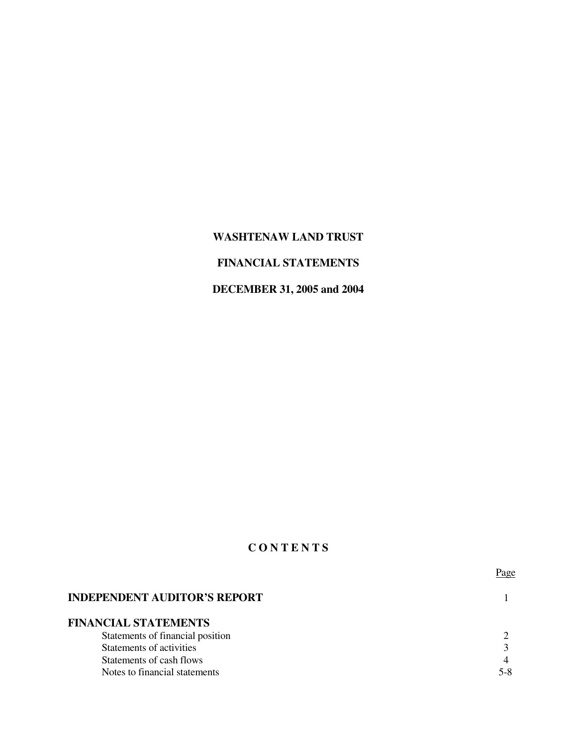# WASHTENAW LAND TRUST

## FINANCIAL STATEMENTS

## DECEMBER 31, 2005 and 2004

## C O N T E N T S

| | Page |
|---|---|
| **INDEPENDENT AUDITOR'S REPORT** | 1 |
| **FINANCIAL STATEMENTS** | |
| Statements of financial position | 2 |
| Statements of activities | 3 |
| Statements of cash flows | 4 |
| Notes to financial statements | 5-8 |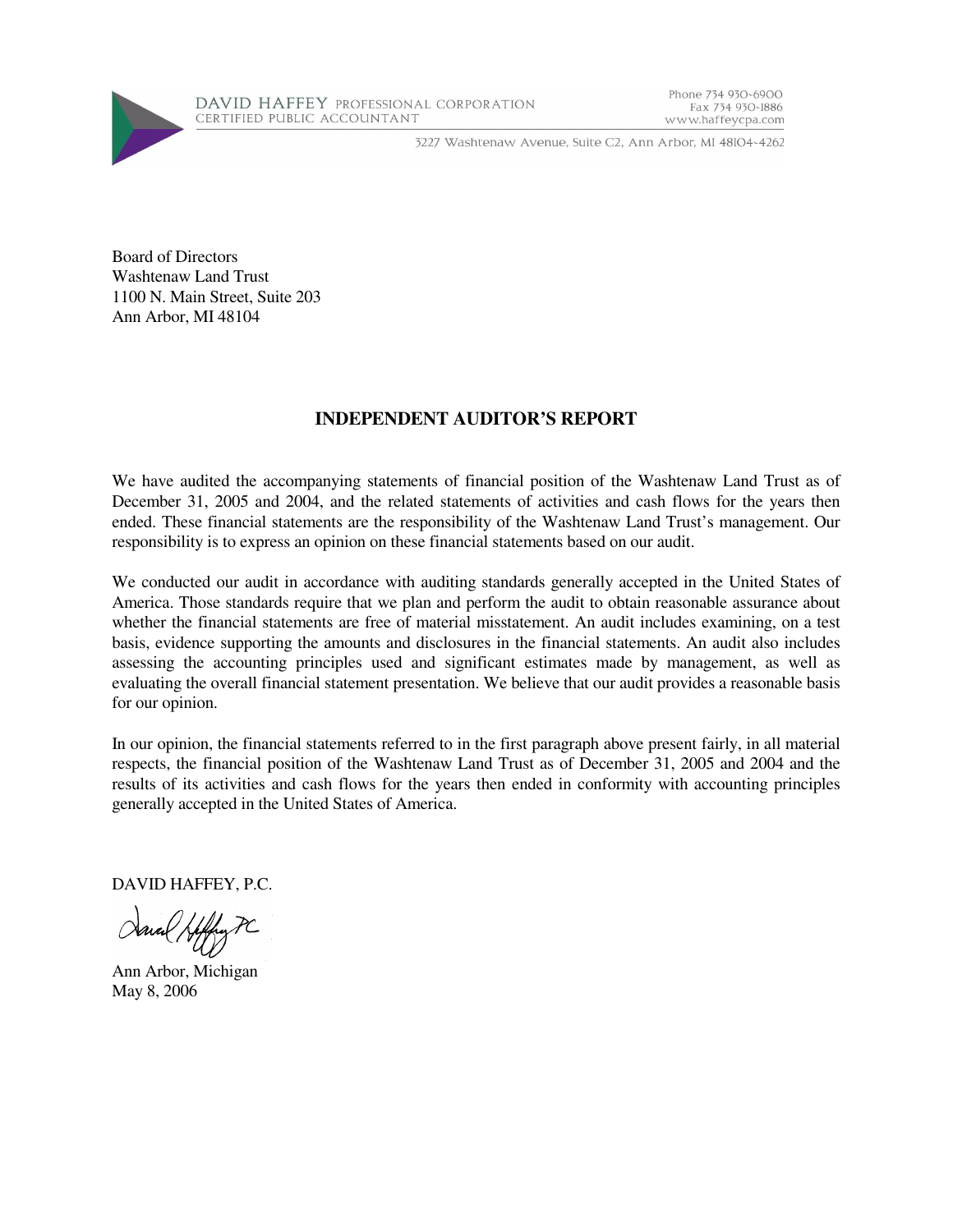DAVID HAFFEY PROFESSIONAL CORPORATION
CERTIFIED PUBLIC ACCOUNTANT

Phone 734 930-6900
Fax 734 930-1886
www.haffeycpa.com

3227 Washtenaw Avenue, Suite C2, Ann Arbor, MI 48104-4262

Board of Directors
Washtenaw Land Trust
1100 N. Main Street, Suite 203
Ann Arbor, MI 48104

## INDEPENDENT AUDITOR'S REPORT

We have audited the accompanying statements of financial position of the Washtenaw Land Trust as of December 31, 2005 and 2004, and the related statements of activities and cash flows for the years then ended. These financial statements are the responsibility of the Washtenaw Land Trust's management. Our responsibility is to express an opinion on these financial statements based on our audit.

We conducted our audit in accordance with auditing standards generally accepted in the United States of America. Those standards require that we plan and perform the audit to obtain reasonable assurance about whether the financial statements are free of material misstatement. An audit includes examining, on a test basis, evidence supporting the amounts and disclosures in the financial statements. An audit also includes assessing the accounting principles used and significant estimates made by management, as well as evaluating the overall financial statement presentation. We believe that our audit provides a reasonable basis for our opinion.

In our opinion, the financial statements referred to in the first paragraph above present fairly, in all material respects, the financial position of the Washtenaw Land Trust as of December 31, 2005 and 2004 and the results of its activities and cash flows for the years then ended in conformity with accounting principles generally accepted in the United States of America.

DAVID HAFFEY, P.C.

David Haffey PC

Ann Arbor, Michigan
May 8, 2006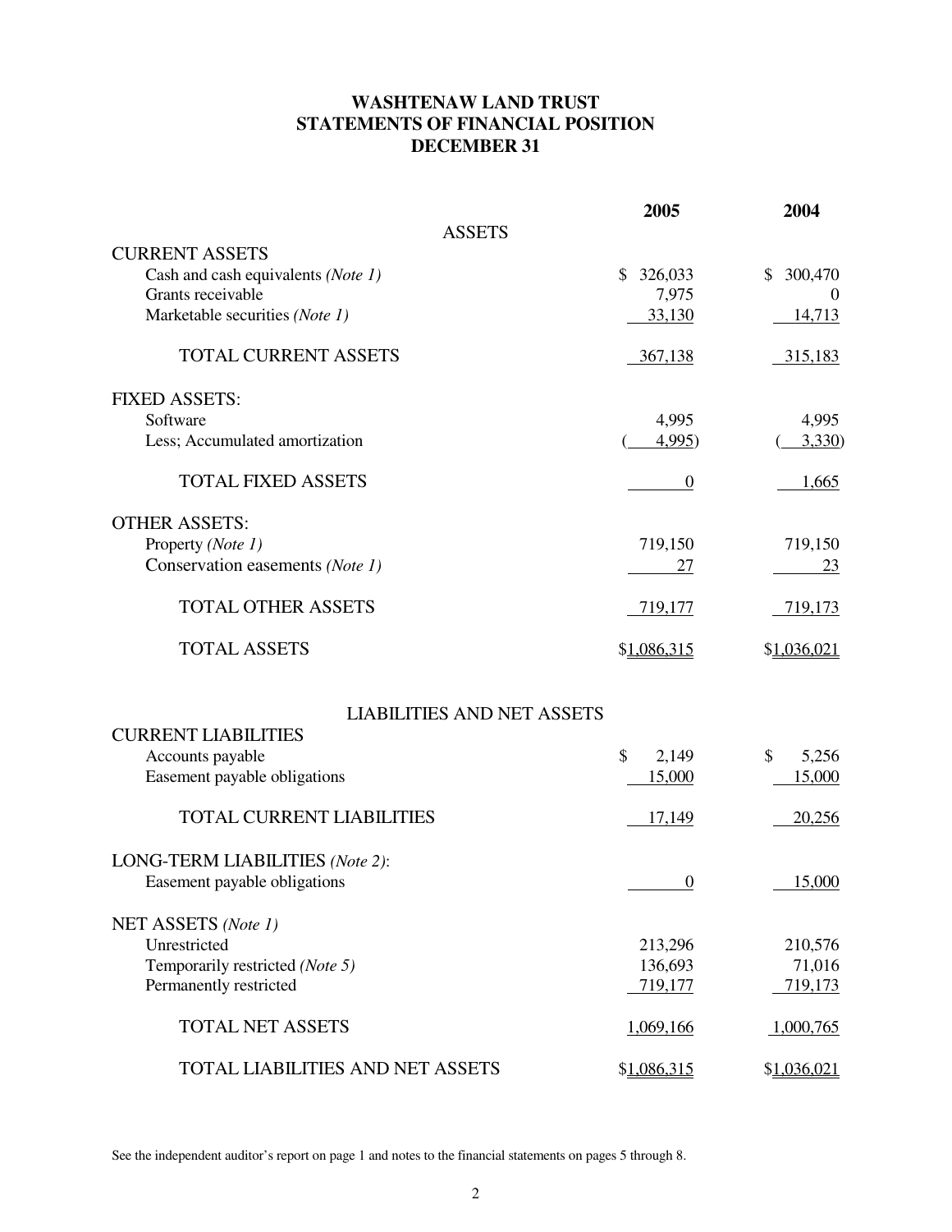# WASHTENAW LAND TRUST
## STATEMENTS OF FINANCIAL POSITION
## DECEMBER 31

| | 2005 | 2004 |
|---|---|---|
| **ASSETS** | | |
| CURRENT ASSETS | | |
| Cash and cash equivalents *(Note 1)* | $ 326,033 | $ 300,470 |
| Grants receivable | 7,975 | 0 |
| Marketable securities *(Note 1)* | 33,130 | 14,713 |
| TOTAL CURRENT ASSETS | 367,138 | 315,183 |
| FIXED ASSETS: | | |
| Software | 4,995 | 4,995 |
| Less; Accumulated amortization | ( 4,995) | ( 3,330) |
| TOTAL FIXED ASSETS | 0 | 1,665 |
| OTHER ASSETS: | | |
| Property *(Note 1)* | 719,150 | 719,150 |
| Conservation easements *(Note 1)* | 27 | 23 |
| TOTAL OTHER ASSETS | 719,177 | 719,173 |
| TOTAL ASSETS | $1,086,315 | $1,036,021 |
| **LIABILITIES AND NET ASSETS** | | |
| CURRENT LIABILITIES | | |
| Accounts payable | $ 2,149 | $ 5,256 |
| Easement payable obligations | 15,000 | 15,000 |
| TOTAL CURRENT LIABILITIES | 17,149 | 20,256 |
| LONG-TERM LIABILITIES *(Note 2)*: | | |
| Easement payable obligations | 0 | 15,000 |
| NET ASSETS *(Note 1)* | | |
| Unrestricted | 213,296 | 210,576 |
| Temporarily restricted *(Note 5)* | 136,693 | 71,016 |
| Permanently restricted | 719,177 | 719,173 |
| TOTAL NET ASSETS | 1,069,166 | 1,000,765 |
| TOTAL LIABILITIES AND NET ASSETS | $1,086,315 | $1,036,021 |

See the independent auditor's report on page 1 and notes to the financial statements on pages 5 through 8.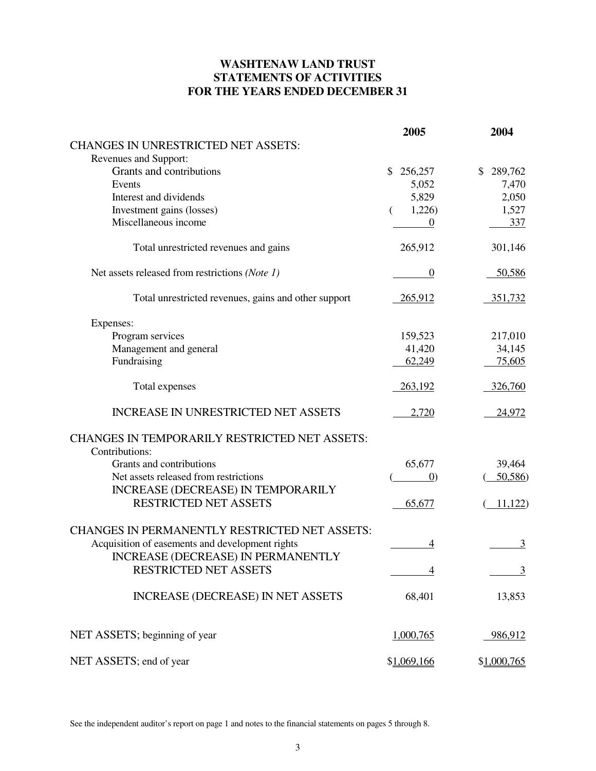# WASHTENAW LAND TRUST
## STATEMENTS OF ACTIVITIES
## FOR THE YEARS ENDED DECEMBER 31

| | 2005 | 2004 |
|---|---|---|
| CHANGES IN UNRESTRICTED NET ASSETS: | | |
| Revenues and Support: | | |
| Grants and contributions | $ 256,257 | $ 289,762 |
| Events | 5,052 | 7,470 |
| Interest and dividends | 5,829 | 2,050 |
| Investment gains (losses) | ( 1,226) | 1,527 |
| Miscellaneous income | 0 | 337 |
| Total unrestricted revenues and gains | 265,912 | 301,146 |
| Net assets released from restrictions *(Note 1)* | 0 | 50,586 |
| Total unrestricted revenues, gains and other support | 265,912 | 351,732 |
| Expenses: | | |
| Program services | 159,523 | 217,010 |
| Management and general | 41,420 | 34,145 |
| Fundraising | 62,249 | 75,605 |
| Total expenses | 263,192 | 326,760 |
| INCREASE IN UNRESTRICTED NET ASSETS | 2,720 | 24,972 |
| CHANGES IN TEMPORARILY RESTRICTED NET ASSETS: | | |
| Contributions: | | |
| Grants and contributions | 65,677 | 39,464 |
| Net assets released from restrictions | ( 0) | ( 50,586) |
| INCREASE (DECREASE) IN TEMPORARILY RESTRICTED NET ASSETS | 65,677 | ( 11,122) |
| CHANGES IN PERMANENTLY RESTRICTED NET ASSETS: | | |
| Acquisition of easements and development rights | 4 | 3 |
| INCREASE (DECREASE) IN PERMANENTLY RESTRICTED NET ASSETS | 4 | 3 |
| INCREASE (DECREASE) IN NET ASSETS | 68,401 | 13,853 |
| NET ASSETS; beginning of year | 1,000,765 | 986,912 |
| NET ASSETS; end of year | $1,069,166 | $1,000,765 |

See the independent auditor's report on page 1 and notes to the financial statements on pages 5 through 8.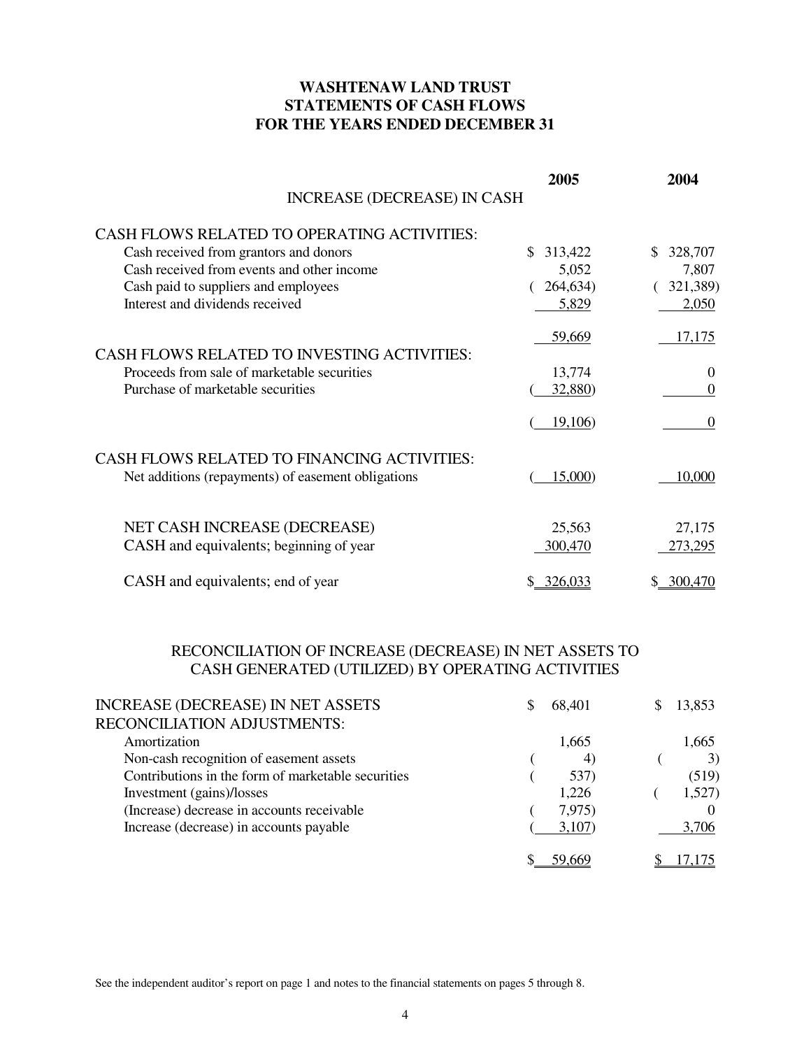# WASHTENAW LAND TRUST
# STATEMENTS OF CASH FLOWS
# FOR THE YEARS ENDED DECEMBER 31

| INCREASE (DECREASE) IN CASH | 2005 | 2004 |
|---|---|---|
| **CASH FLOWS RELATED TO OPERATING ACTIVITIES:** | | |
| Cash received from grantors and donors | $ 313,422 | $ 328,707 |
| Cash received from events and other income | 5,052 | 7,807 |
| Cash paid to suppliers and employees | ( 264,634) | ( 321,389) |
| Interest and dividends received | 5,829 | 2,050 |
| | 59,669 | 17,175 |
| **CASH FLOWS RELATED TO INVESTING ACTIVITIES:** | | |
| Proceeds from sale of marketable securities | 13,774 | 0 |
| Purchase of marketable securities | ( 32,880) | 0 |
| | ( 19,106) | 0 |
| **CASH FLOWS RELATED TO FINANCING ACTIVITIES:** | | |
| Net additions (repayments) of easement obligations | ( 15,000) | 10,000 |
| NET CASH INCREASE (DECREASE) | 25,563 | 27,175 |
| CASH and equivalents; beginning of year | 300,470 | 273,295 |
| CASH and equivalents; end of year | $ 326,033 | $ 300,470 |

## RECONCILIATION OF INCREASE (DECREASE) IN NET ASSETS TO CASH GENERATED (UTILIZED) BY OPERATING ACTIVITIES

| | 2005 | 2004 |
|---|---|---|
| INCREASE (DECREASE) IN NET ASSETS | $ 68,401 | $ 13,853 |
| **RECONCILIATION ADJUSTMENTS:** | | |
| Amortization | 1,665 | 1,665 |
| Non-cash recognition of easement assets | ( 4) | ( 3) |
| Contributions in the form of marketable securities | ( 537) | (519) |
| Investment (gains)/losses | 1,226 | ( 1,527) |
| (Increase) decrease in accounts receivable | ( 7,975) | 0 |
| Increase (decrease) in accounts payable | ( 3,107) | 3,706 |
| | $ 59,669 | $ 17,175 |

See the independent auditor's report on page 1 and notes to the financial statements on pages 5 through 8.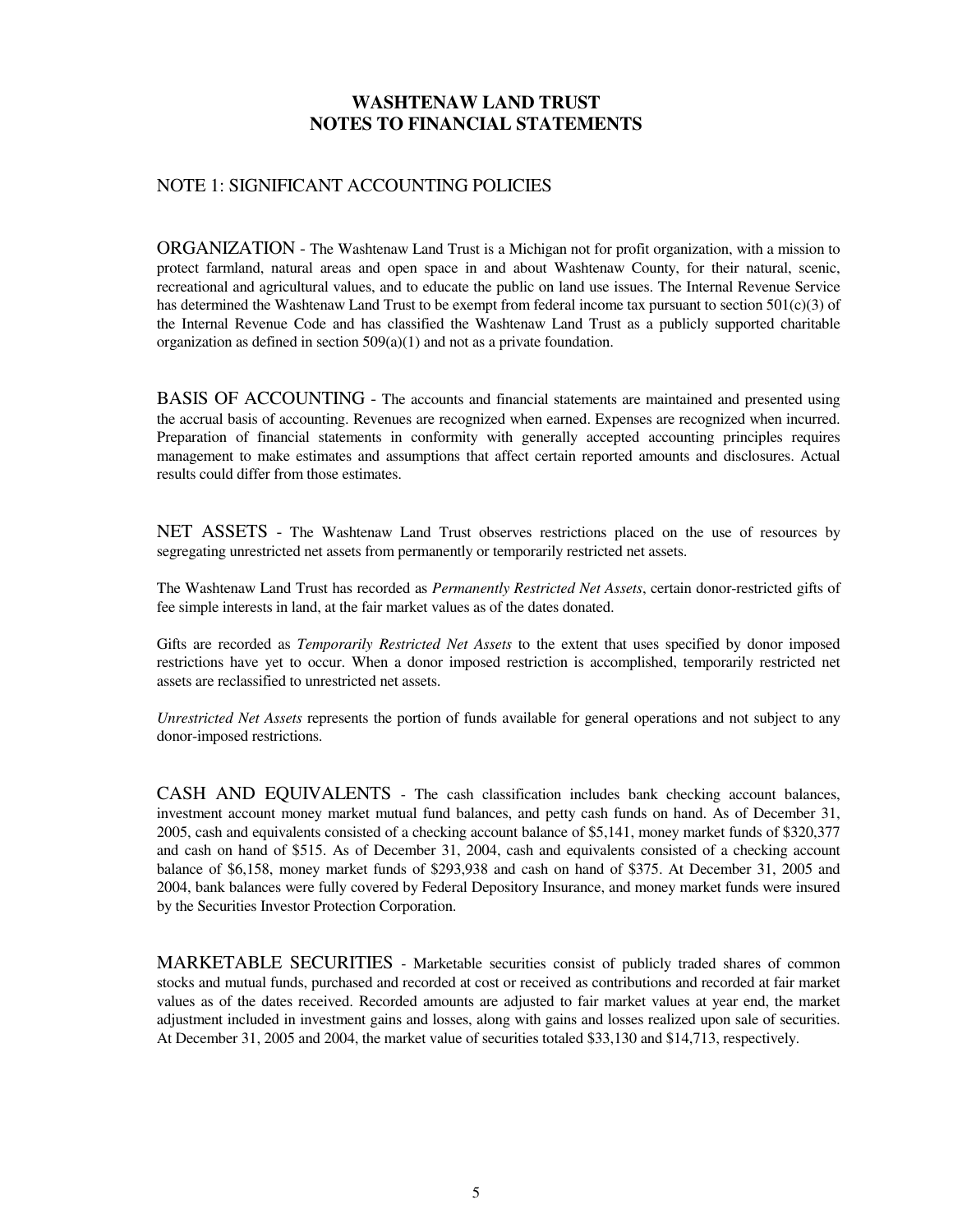# WASHTENAW LAND TRUST
# NOTES TO FINANCIAL STATEMENTS

## NOTE 1: SIGNIFICANT ACCOUNTING POLICIES

ORGANIZATION - The Washtenaw Land Trust is a Michigan not for profit organization, with a mission to protect farmland, natural areas and open space in and about Washtenaw County, for their natural, scenic, recreational and agricultural values, and to educate the public on land use issues. The Internal Revenue Service has determined the Washtenaw Land Trust to be exempt from federal income tax pursuant to section 501(c)(3) of the Internal Revenue Code and has classified the Washtenaw Land Trust as a publicly supported charitable organization as defined in section 509(a)(1) and not as a private foundation.

BASIS OF ACCOUNTING - The accounts and financial statements are maintained and presented using the accrual basis of accounting. Revenues are recognized when earned. Expenses are recognized when incurred. Preparation of financial statements in conformity with generally accepted accounting principles requires management to make estimates and assumptions that affect certain reported amounts and disclosures. Actual results could differ from those estimates.

NET ASSETS - The Washtenaw Land Trust observes restrictions placed on the use of resources by segregating unrestricted net assets from permanently or temporarily restricted net assets.

The Washtenaw Land Trust has recorded as *Permanently Restricted Net Assets*, certain donor-restricted gifts of fee simple interests in land, at the fair market values as of the dates donated.

Gifts are recorded as *Temporarily Restricted Net Assets* to the extent that uses specified by donor imposed restrictions have yet to occur. When a donor imposed restriction is accomplished, temporarily restricted net assets are reclassified to unrestricted net assets.

*Unrestricted Net Assets* represents the portion of funds available for general operations and not subject to any donor-imposed restrictions.

CASH AND EQUIVALENTS - The cash classification includes bank checking account balances, investment account money market mutual fund balances, and petty cash funds on hand. As of December 31, 2005, cash and equivalents consisted of a checking account balance of $5,141, money market funds of $320,377 and cash on hand of $515. As of December 31, 2004, cash and equivalents consisted of a checking account balance of $6,158, money market funds of $293,938 and cash on hand of $375. At December 31, 2005 and 2004, bank balances were fully covered by Federal Depository Insurance, and money market funds were insured by the Securities Investor Protection Corporation.

MARKETABLE SECURITIES - Marketable securities consist of publicly traded shares of common stocks and mutual funds, purchased and recorded at cost or received as contributions and recorded at fair market values as of the dates received. Recorded amounts are adjusted to fair market values at year end, the market adjustment included in investment gains and losses, along with gains and losses realized upon sale of securities. At December 31, 2005 and 2004, the market value of securities totaled $33,130 and $14,713, respectively.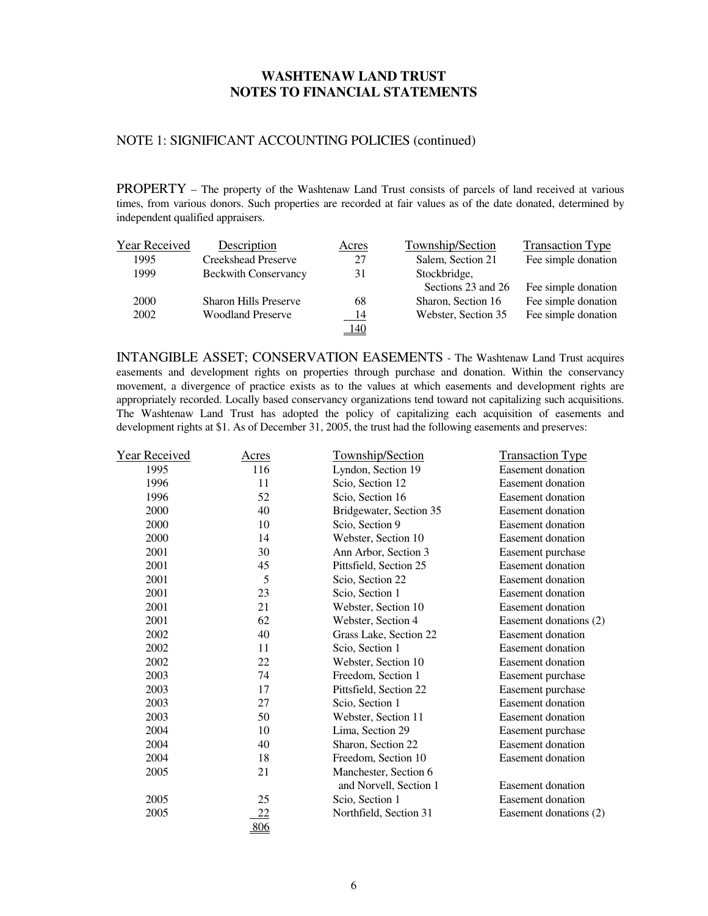# WASHTENAW LAND TRUST
# NOTES TO FINANCIAL STATEMENTS

## NOTE 1: SIGNIFICANT ACCOUNTING POLICIES (continued)

PROPERTY – The property of the Washtenaw Land Trust consists of parcels of land received at various times, from various donors. Such properties are recorded at fair values as of the date donated, determined by independent qualified appraisers.

| Year Received | Description | Acres | Township/Section | Transaction Type |
|---|---|---|---|---|
| 1995 | Creekshead Preserve | 27 | Salem, Section 21 | Fee simple donation |
| 1999 | Beckwith Conservancy | 31 | Stockbridge, Sections 23 and 26 | Fee simple donation |
| 2000 | Sharon Hills Preserve | 68 | Sharon, Section 16 | Fee simple donation |
| 2002 | Woodland Preserve | 14 | Webster, Section 35 | Fee simple donation |
| | | 140 | | |

INTANGIBLE ASSET; CONSERVATION EASEMENTS - The Washtenaw Land Trust acquires easements and development rights on properties through purchase and donation. Within the conservancy movement, a divergence of practice exists as to the values at which easements and development rights are appropriately recorded. Locally based conservancy organizations tend toward not capitalizing such acquisitions. The Washtenaw Land Trust has adopted the policy of capitalizing each acquisition of easements and development rights at $1. As of December 31, 2005, the trust had the following easements and preserves:

| Year Received | Acres | Township/Section | Transaction Type |
|---|---|---|---|
| 1995 | 116 | Lyndon, Section 19 | Easement donation |
| 1996 | 11 | Scio, Section 12 | Easement donation |
| 1996 | 52 | Scio, Section 16 | Easement donation |
| 2000 | 40 | Bridgewater, Section 35 | Easement donation |
| 2000 | 10 | Scio, Section 9 | Easement donation |
| 2000 | 14 | Webster, Section 10 | Easement donation |
| 2001 | 30 | Ann Arbor, Section 3 | Easement purchase |
| 2001 | 45 | Pittsfield, Section 25 | Easement donation |
| 2001 | 5 | Scio, Section 22 | Easement donation |
| 2001 | 23 | Scio, Section 1 | Easement donation |
| 2001 | 21 | Webster, Section 10 | Easement donation |
| 2001 | 62 | Webster, Section 4 | Easement donations (2) |
| 2002 | 40 | Grass Lake, Section 22 | Easement donation |
| 2002 | 11 | Scio, Section 1 | Easement donation |
| 2002 | 22 | Webster, Section 10 | Easement donation |
| 2003 | 74 | Freedom, Section 1 | Easement purchase |
| 2003 | 17 | Pittsfield, Section 22 | Easement purchase |
| 2003 | 27 | Scio, Section 1 | Easement donation |
| 2003 | 50 | Webster, Section 11 | Easement donation |
| 2004 | 10 | Lima, Section 29 | Easement purchase |
| 2004 | 40 | Sharon, Section 22 | Easement donation |
| 2004 | 18 | Freedom, Section 10 | Easement donation |
| 2005 | 21 | Manchester, Section 6 and Norvell, Section 1 | Easement donation |
| 2005 | 25 | Scio, Section 1 | Easement donation |
| 2005 | 22 | Northfield, Section 31 | Easement donations (2) |
| | 806 | | |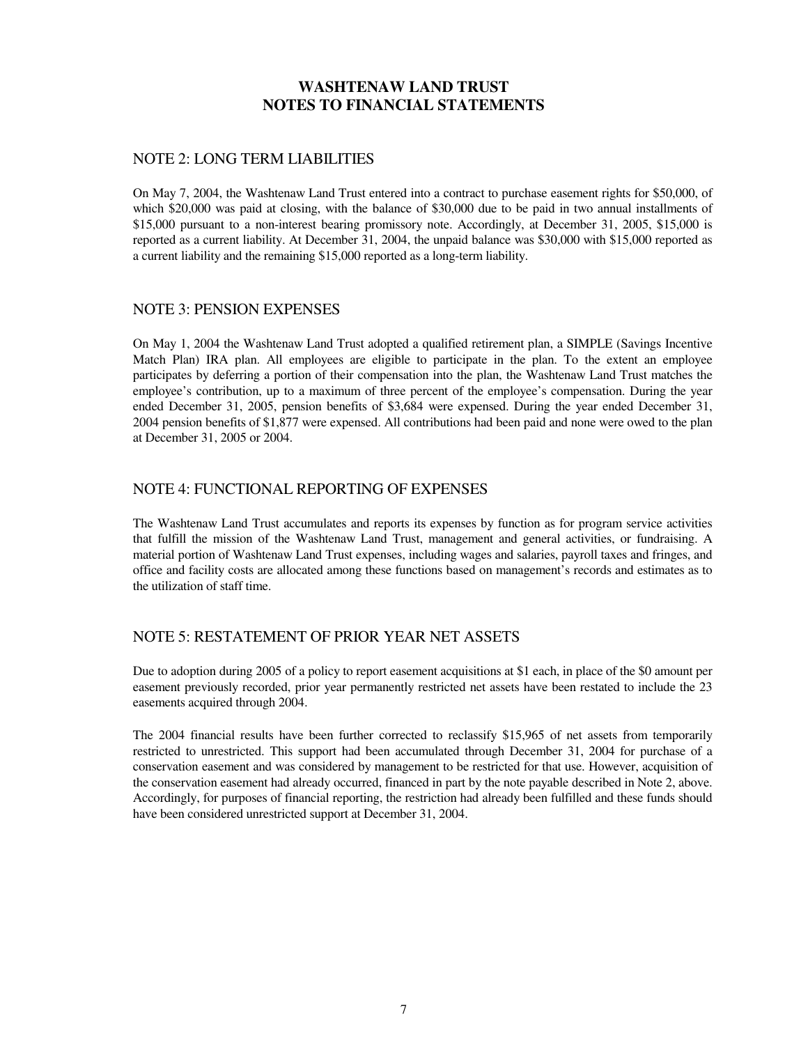# WASHTENAW LAND TRUST
# NOTES TO FINANCIAL STATEMENTS

## NOTE 2: LONG TERM LIABILITIES

On May 7, 2004, the Washtenaw Land Trust entered into a contract to purchase easement rights for $50,000, of which $20,000 was paid at closing, with the balance of $30,000 due to be paid in two annual installments of $15,000 pursuant to a non-interest bearing promissory note. Accordingly, at December 31, 2005, $15,000 is reported as a current liability. At December 31, 2004, the unpaid balance was $30,000 with $15,000 reported as a current liability and the remaining $15,000 reported as a long-term liability.

## NOTE 3: PENSION EXPENSES

On May 1, 2004 the Washtenaw Land Trust adopted a qualified retirement plan, a SIMPLE (Savings Incentive Match Plan) IRA plan. All employees are eligible to participate in the plan. To the extent an employee participates by deferring a portion of their compensation into the plan, the Washtenaw Land Trust matches the employee's contribution, up to a maximum of three percent of the employee's compensation. During the year ended December 31, 2005, pension benefits of $3,684 were expensed. During the year ended December 31, 2004 pension benefits of $1,877 were expensed. All contributions had been paid and none were owed to the plan at December 31, 2005 or 2004.

## NOTE 4: FUNCTIONAL REPORTING OF EXPENSES

The Washtenaw Land Trust accumulates and reports its expenses by function as for program service activities that fulfill the mission of the Washtenaw Land Trust, management and general activities, or fundraising. A material portion of Washtenaw Land Trust expenses, including wages and salaries, payroll taxes and fringes, and office and facility costs are allocated among these functions based on management's records and estimates as to the utilization of staff time.

## NOTE 5: RESTATEMENT OF PRIOR YEAR NET ASSETS

Due to adoption during 2005 of a policy to report easement acquisitions at $1 each, in place of the $0 amount per easement previously recorded, prior year permanently restricted net assets have been restated to include the 23 easements acquired through 2004.

The 2004 financial results have been further corrected to reclassify $15,965 of net assets from temporarily restricted to unrestricted. This support had been accumulated through December 31, 2004 for purchase of a conservation easement and was considered by management to be restricted for that use. However, acquisition of the conservation easement had already occurred, financed in part by the note payable described in Note 2, above. Accordingly, for purposes of financial reporting, the restriction had already been fulfilled and these funds should have been considered unrestricted support at December 31, 2004.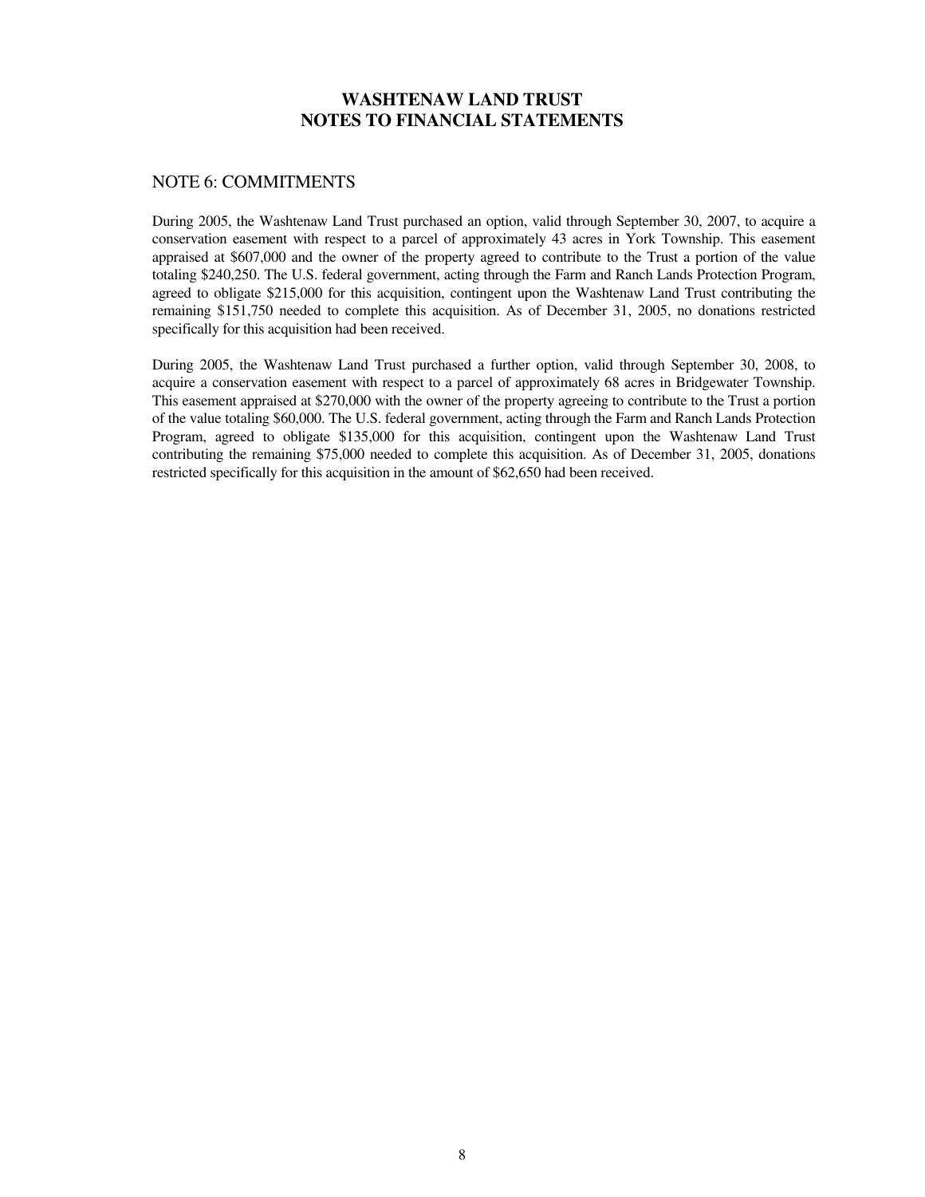# WASHTENAW LAND TRUST
# NOTES TO FINANCIAL STATEMENTS

## NOTE 6: COMMITMENTS

During 2005, the Washtenaw Land Trust purchased an option, valid through September 30, 2007, to acquire a conservation easement with respect to a parcel of approximately 43 acres in York Township. This easement appraised at $607,000 and the owner of the property agreed to contribute to the Trust a portion of the value totaling $240,250. The U.S. federal government, acting through the Farm and Ranch Lands Protection Program, agreed to obligate $215,000 for this acquisition, contingent upon the Washtenaw Land Trust contributing the remaining $151,750 needed to complete this acquisition. As of December 31, 2005, no donations restricted specifically for this acquisition had been received.

During 2005, the Washtenaw Land Trust purchased a further option, valid through September 30, 2008, to acquire a conservation easement with respect to a parcel of approximately 68 acres in Bridgewater Township. This easement appraised at $270,000 with the owner of the property agreeing to contribute to the Trust a portion of the value totaling $60,000. The U.S. federal government, acting through the Farm and Ranch Lands Protection Program, agreed to obligate $135,000 for this acquisition, contingent upon the Washtenaw Land Trust contributing the remaining $75,000 needed to complete this acquisition. As of December 31, 2005, donations restricted specifically for this acquisition in the amount of $62,650 had been received.